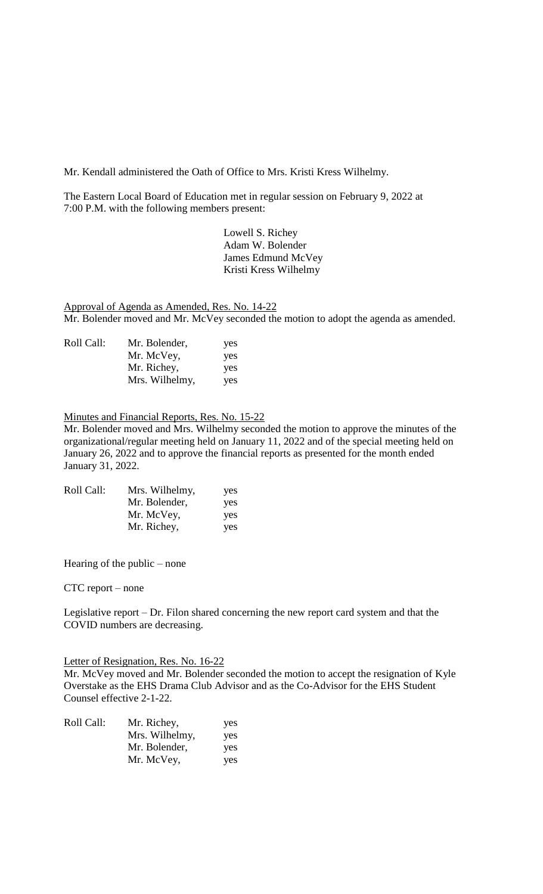Mr. Kendall administered the Oath of Office to Mrs. Kristi Kress Wilhelmy.

The Eastern Local Board of Education met in regular session on February 9, 2022 at 7:00 P.M. with the following members present:

Lowell S. Richey
Adam W. Bolender
James Edmund McVey
Kristi Kress Wilhelmy

<u>Approval of Agenda as Amended, Res. No. 14-22</u>

Mr. Bolender moved and Mr. McVey seconded the motion to adopt the agenda as amended.

| Roll Call: | Mr. Bolender, | yes |
|---|---|---|
| | Mr. McVey, | yes |
| | Mr. Richey, | yes |
| | Mrs. Wilhelmy, | yes |

<u>Minutes and Financial Reports, Res. No. 15-22</u>

Mr. Bolender moved and Mrs. Wilhelmy seconded the motion to approve the minutes of the organizational/regular meeting held on January 11, 2022 and of the special meeting held on January 26, 2022 and to approve the financial reports as presented for the month ended January 31, 2022.

| Roll Call: | Mrs. Wilhelmy, | yes |
|---|---|---|
| | Mr. Bolender, | yes |
| | Mr. McVey, | yes |
| | Mr. Richey, | yes |

Hearing of the public – none

CTC report – none

Legislative report – Dr. Filon shared concerning the new report card system and that the COVID numbers are decreasing.

<u>Letter of Resignation, Res. No. 16-22</u>

Mr. McVey moved and Mr. Bolender seconded the motion to accept the resignation of Kyle Overstake as the EHS Drama Club Advisor and as the Co-Advisor for the EHS Student Counsel effective 2-1-22.

| Roll Call: | Mr. Richey, | yes |
|---|---|---|
| | Mrs. Wilhelmy, | yes |
| | Mr. Bolender, | yes |
| | Mr. McVey, | yes |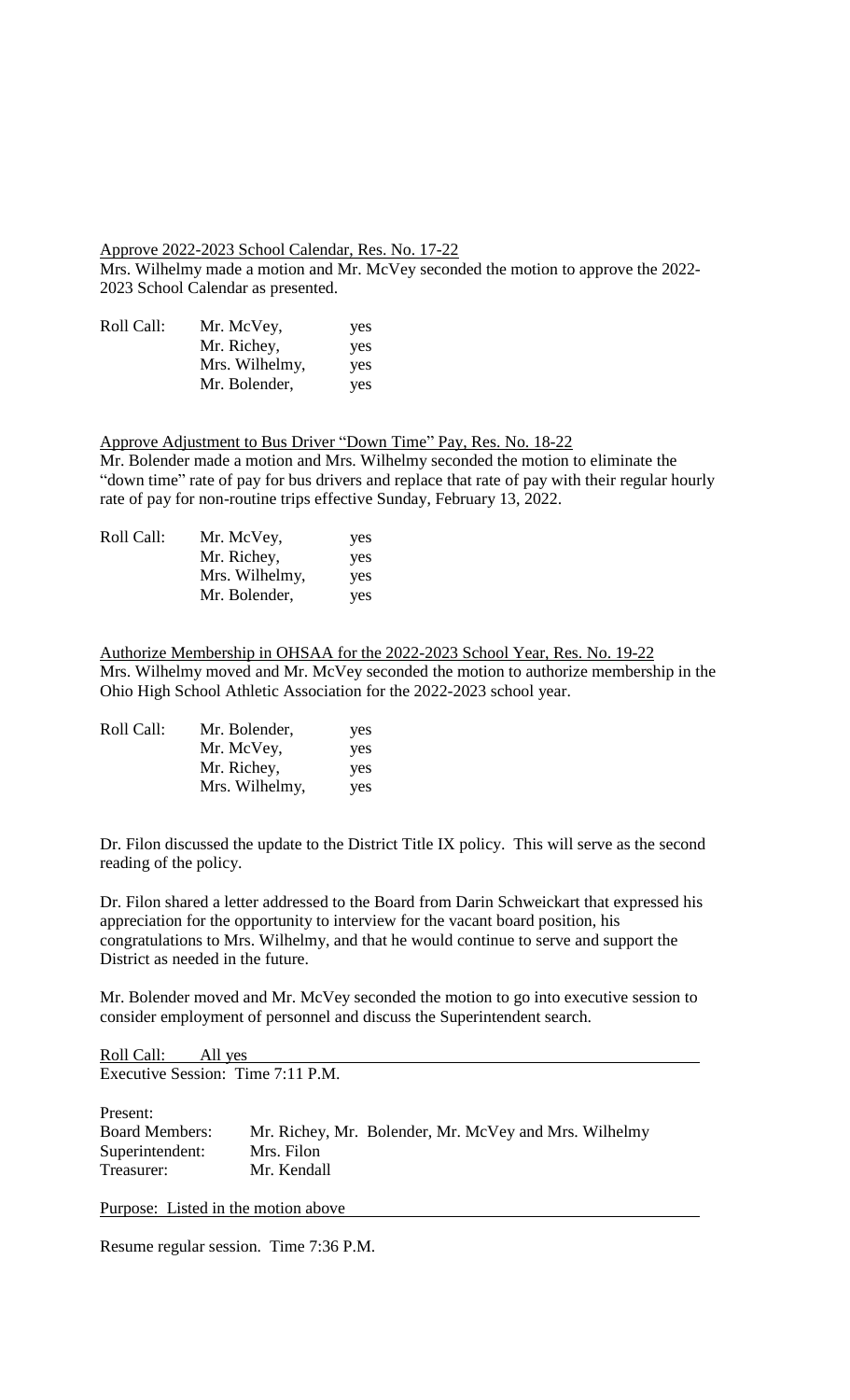Approve 2022-2023 School Calendar, Res. No. 17-22

Mrs. Wilhelmy made a motion and Mr. McVey seconded the motion to approve the 2022-2023 School Calendar as presented.

| Roll Call: | Mr. McVey, | yes |
|---|---|---|
| | Mr. Richey, | yes |
| | Mrs. Wilhelmy, | yes |
| | Mr. Bolender, | yes |

Approve Adjustment to Bus Driver "Down Time" Pay, Res. No. 18-22

Mr. Bolender made a motion and Mrs. Wilhelmy seconded the motion to eliminate the "down time" rate of pay for bus drivers and replace that rate of pay with their regular hourly rate of pay for non-routine trips effective Sunday, February 13, 2022.

| Roll Call: | Mr. McVey, | yes |
|---|---|---|
| | Mr. Richey, | yes |
| | Mrs. Wilhelmy, | yes |
| | Mr. Bolender, | yes |

Authorize Membership in OHSAA for the 2022-2023 School Year, Res. No. 19-22

Mrs. Wilhelmy moved and Mr. McVey seconded the motion to authorize membership in the Ohio High School Athletic Association for the 2022-2023 school year.

| Roll Call: | Mr. Bolender, | yes |
|---|---|---|
| | Mr. McVey, | yes |
| | Mr. Richey, | yes |
| | Mrs. Wilhelmy, | yes |

Dr. Filon discussed the update to the District Title IX policy. This will serve as the second reading of the policy.

Dr. Filon shared a letter addressed to the Board from Darin Schweickart that expressed his appreciation for the opportunity to interview for the vacant board position, his congratulations to Mrs. Wilhelmy, and that he would continue to serve and support the District as needed in the future.

Mr. Bolender moved and Mr. McVey seconded the motion to go into executive session to consider employment of personnel and discuss the Superintendent search.

Roll Call: All yes

Executive Session: Time 7:11 P.M.

Present:

| Board Members: | Mr. Richey, Mr. Bolender, Mr. McVey and Mrs. Wilhelmy |
|---|---|
| Superintendent: | Mrs. Filon |
| Treasurer: | Mr. Kendall |

Purpose: Listed in the motion above

Resume regular session. Time 7:36 P.M.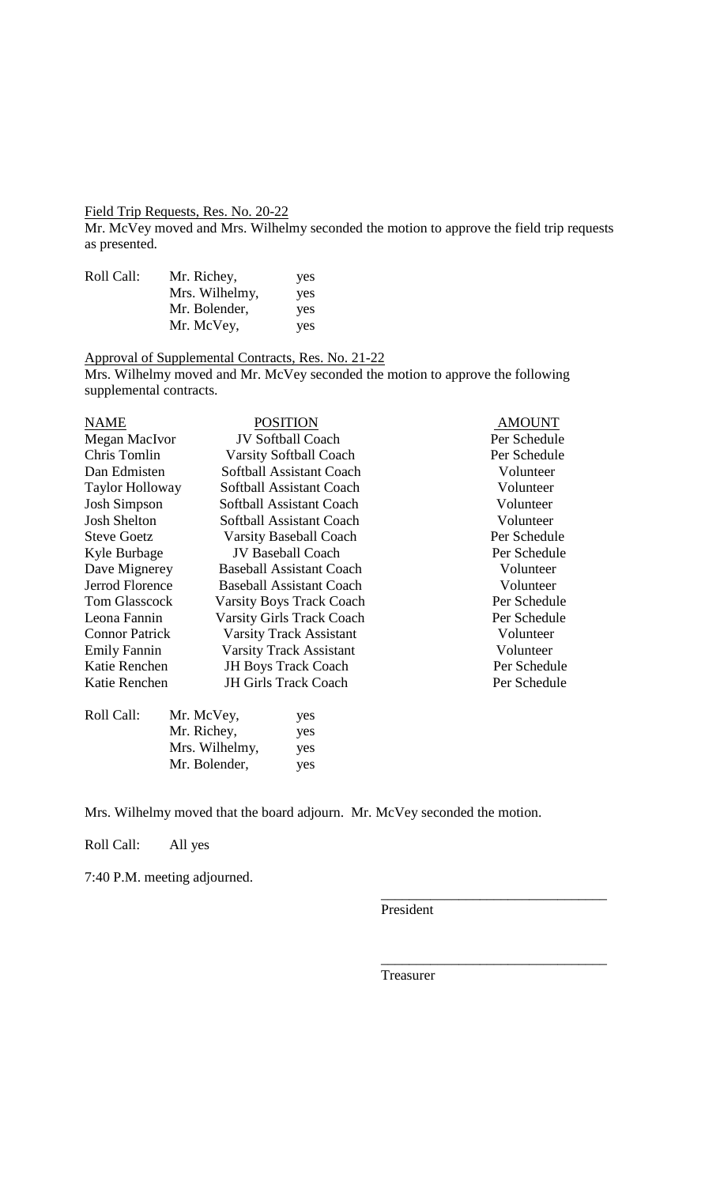Field Trip Requests, Res. No. 20-22

Mr. McVey moved and Mrs. Wilhelmy seconded the motion to approve the field trip requests as presented.

| | | |
|---|---|---|
| Roll Call: | Mr. Richey, | yes |
| | Mrs. Wilhelmy, | yes |
| | Mr. Bolender, | yes |
| | Mr. McVey, | yes |

Approval of Supplemental Contracts, Res. No. 21-22

Mrs. Wilhelmy moved and Mr. McVey seconded the motion to approve the following supplemental contracts.

| NAME | POSITION | AMOUNT |
|---|---|---|
| Megan MacIvor | JV Softball Coach | Per Schedule |
| Chris Tomlin | Varsity Softball Coach | Per Schedule |
| Dan Edmisten | Softball Assistant Coach | Volunteer |
| Taylor Holloway | Softball Assistant Coach | Volunteer |
| Josh Simpson | Softball Assistant Coach | Volunteer |
| Josh Shelton | Softball Assistant Coach | Volunteer |
| Steve Goetz | Varsity Baseball Coach | Per Schedule |
| Kyle Burbage | JV Baseball Coach | Per Schedule |
| Dave Mignerey | Baseball Assistant Coach | Volunteer |
| Jerrod Florence | Baseball Assistant Coach | Volunteer |
| Tom Glasscock | Varsity Boys Track Coach | Per Schedule |
| Leona Fannin | Varsity Girls Track Coach | Per Schedule |
| Connor Patrick | Varsity Track Assistant | Volunteer |
| Emily Fannin | Varsity Track Assistant | Volunteer |
| Katie Renchen | JH Boys Track Coach | Per Schedule |
| Katie Renchen | JH Girls Track Coach | Per Schedule |

| | | |
|---|---|---|
| Roll Call: | Mr. McVey, | yes |
| | Mr. Richey, | yes |
| | Mrs. Wilhelmy, | yes |
| | Mr. Bolender, | yes |

Mrs. Wilhelmy moved that the board adjourn. Mr. McVey seconded the motion.

Roll Call: All yes

7:40 P.M. meeting adjourned.

\_\_\_\_\_\_\_\_\_\_\_\_\_\_\_\_\_\_\_\_\_\_\_\_\_\_\_\_\_\_\_\_

President

\_\_\_\_\_\_\_\_\_\_\_\_\_\_\_\_\_\_\_\_\_\_\_\_\_\_\_\_\_\_\_\_

Treasurer